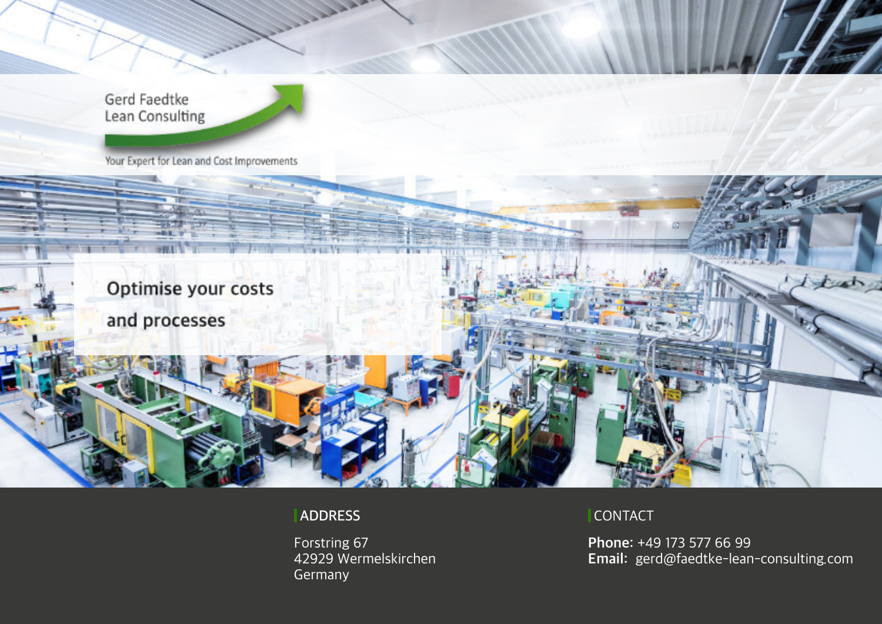Gerd Faedtke
Lean Consulting

Your Expert for Lean and Cost Improvements

# Optimise your costs and processes

## ADDRESS

Forstring 67
42929 Wermelskirchen
Germany

## CONTACT

**Phone:** +49 173 577 66 99
**Email:** gerd@faedtke-lean-consulting.com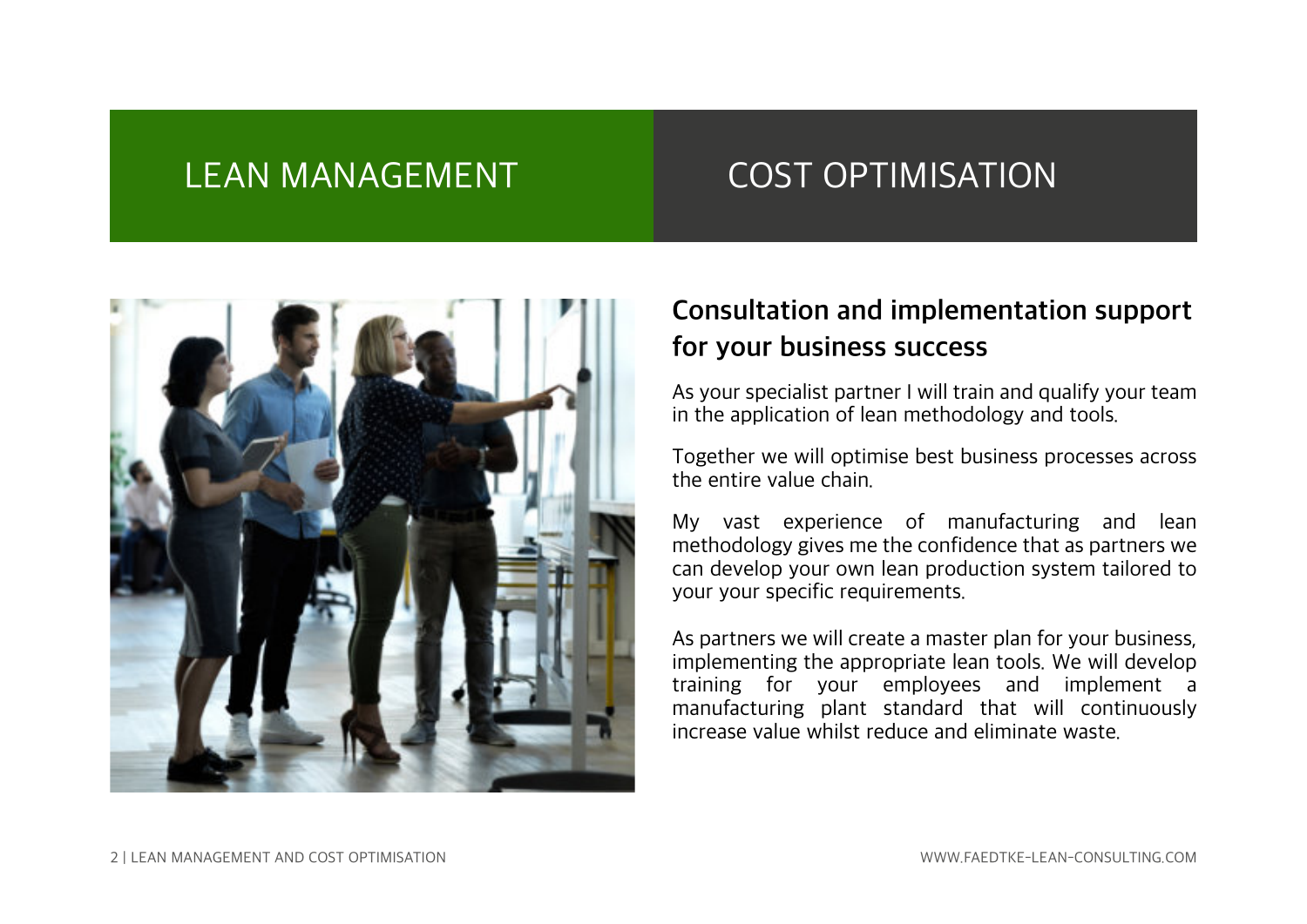# LEAN MANAGEMENT

# COST OPTIMISATION

## Consultation and implementation support for your business success

As your specialist partner I will train and qualify your team in the application of lean methodology and tools.

Together we will optimise best business processes across the entire value chain.

My vast experience of manufacturing and lean methodology gives me the confidence that as partners we can develop your own lean production system tailored to your your specific requirements.

As partners we will create a master plan for your business, implementing the appropriate lean tools. We will develop training for your employees and implement a manufacturing plant standard that will continuously increase value whilst reduce and eliminate waste.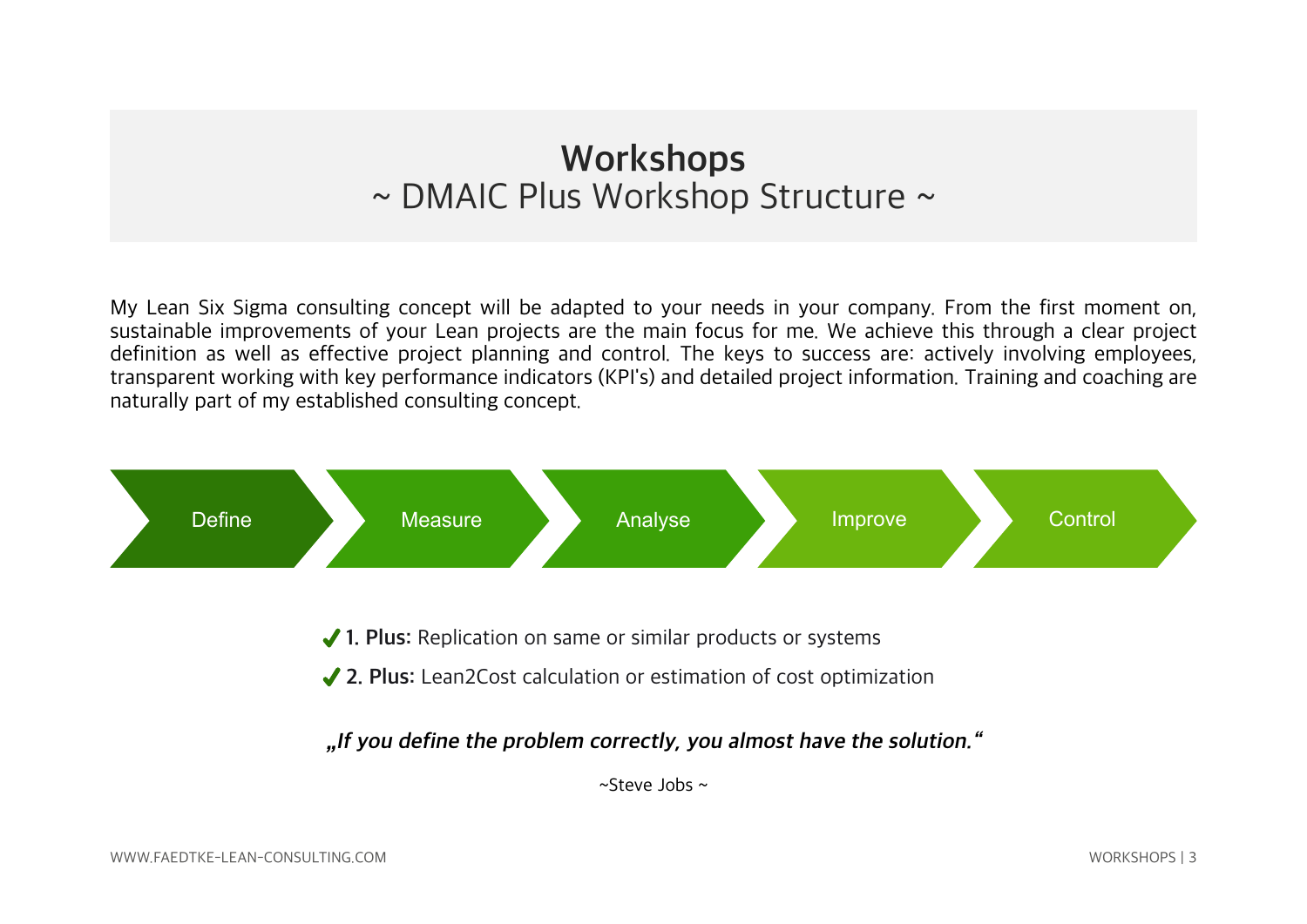# Workshops

## ~ DMAIC Plus Workshop Structure ~

My Lean Six Sigma consulting concept will be adapted to your needs in your company. From the first moment on, sustainable improvements of your Lean projects are the main focus for me. We achieve this through a clear project definition as well as effective project planning and control. The keys to success are: actively involving employees, transparent working with key performance indicators (KPI's) and detailed project information. Training and coaching are naturally part of my established consulting concept.

Define → Measure → Analyse → Improve → Control

- ✔ **1. Plus:** Replication on same or similar products or systems
- ✔ **2. Plus:** Lean2Cost calculation or estimation of cost optimization

***„If you define the problem correctly, you almost have the solution."***

~Steve Jobs ~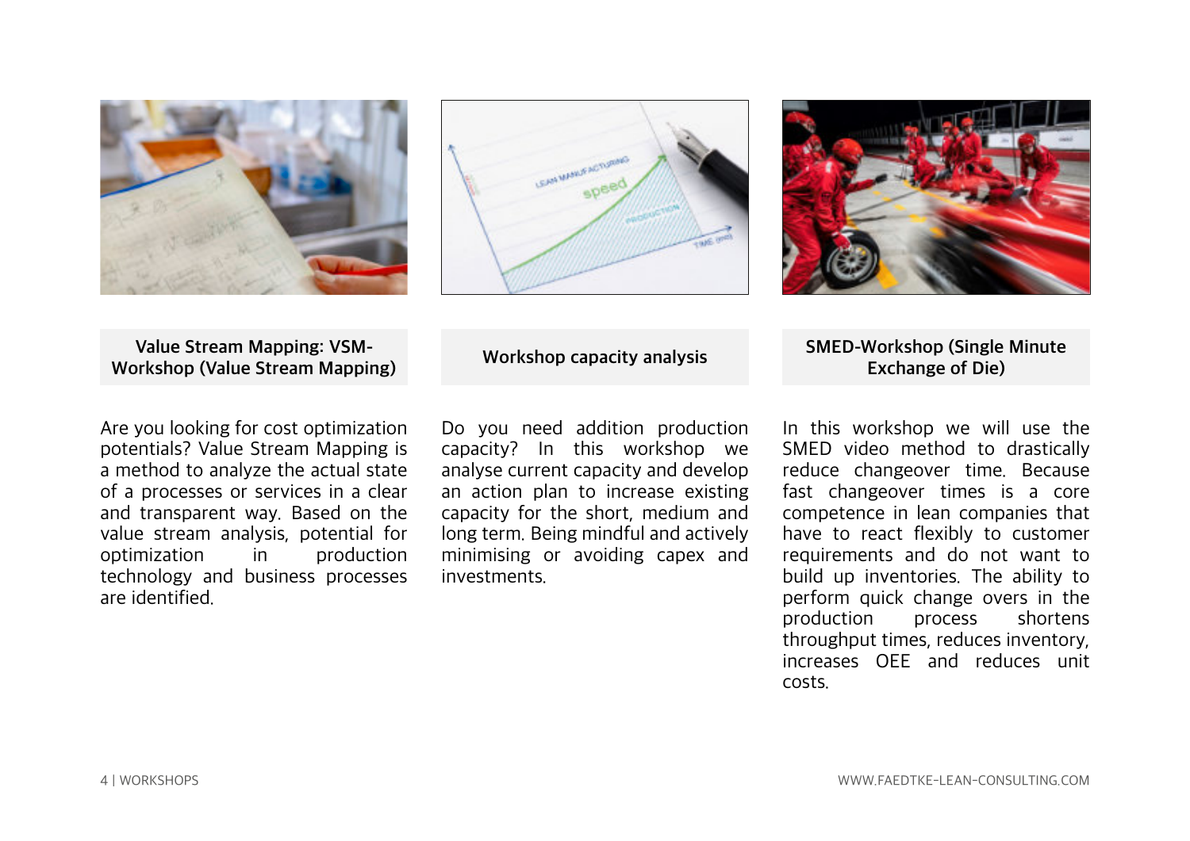## Value Stream Mapping: VSM-Workshop (Value Stream Mapping)

Are you looking for cost optimization potentials? Value Stream Mapping is a method to analyze the actual state of a processes or services in a clear and transparent way. Based on the value stream analysis, potential for optimization in production technology and business processes are identified.

## Workshop capacity analysis

Do you need addition production capacity? In this workshop we analyse current capacity and develop an action plan to increase existing capacity for the short, medium and long term. Being mindful and actively minimising or avoiding capex and investments.

## SMED-Workshop (Single Minute Exchange of Die)

In this workshop we will use the SMED video method to drastically reduce changeover time. Because fast changeover times is a core competence in lean companies that have to react flexibly to customer requirements and do not want to build up inventories. The ability to perform quick change overs in the production process shortens throughput times, reduces inventory, increases OEE and reduces unit costs.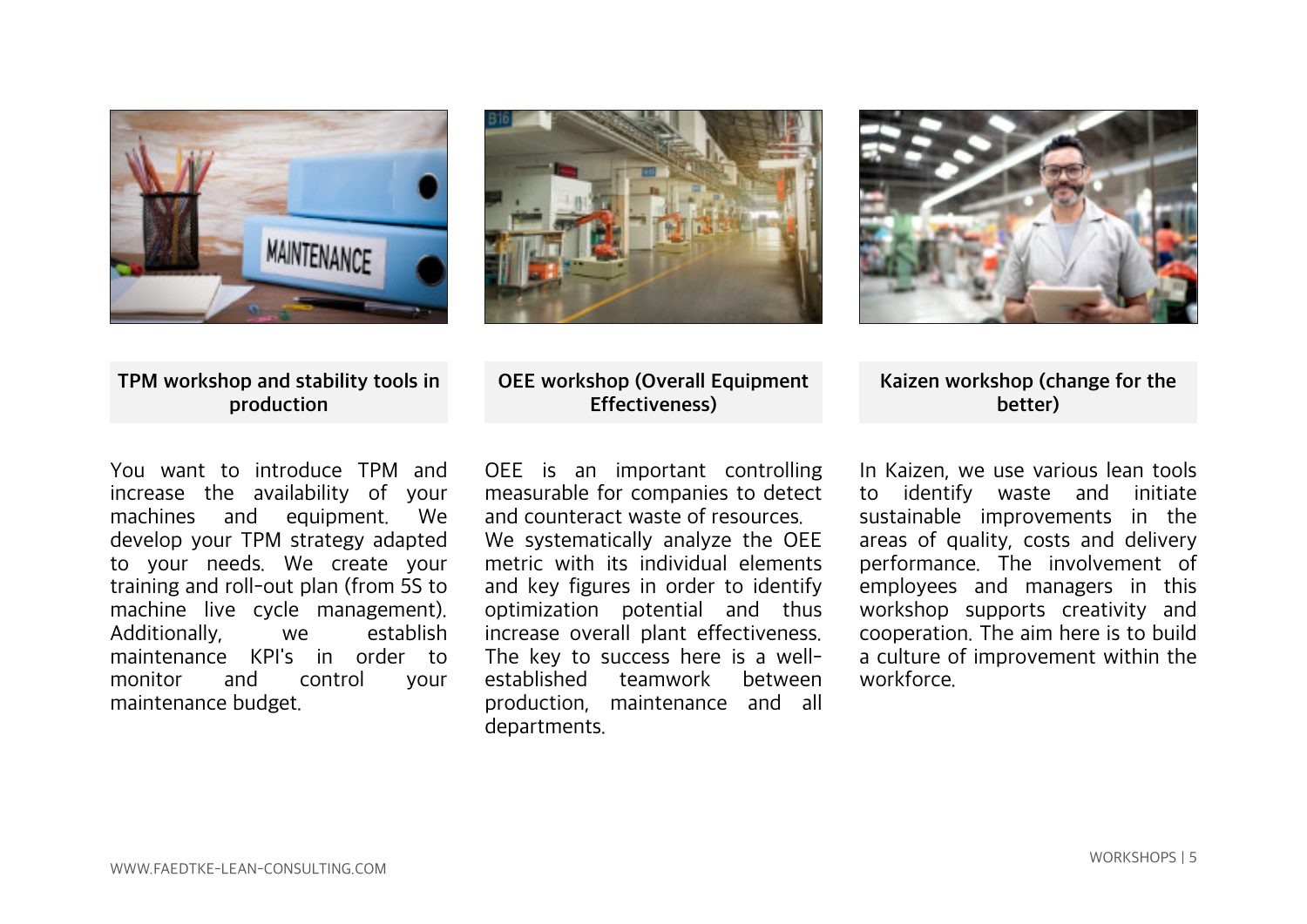## TPM workshop and stability tools in production

You want to introduce TPM and increase the availability of your machines and equipment. We develop your TPM strategy adapted to your needs. We create your training and roll-out plan (from 5S to machine live cycle management). Additionally, we establish maintenance KPI's in order to monitor and control your maintenance budget.

## OEE workshop (Overall Equipment Effectiveness)

OEE is an important controlling measurable for companies to detect and counteract waste of resources. We systematically analyze the OEE metric with its individual elements and key figures in order to identify optimization potential and thus increase overall plant effectiveness. The key to success here is a well-established teamwork between production, maintenance and all departments.

## Kaizen workshop (change for the better)

In Kaizen, we use various lean tools to identify waste and initiate sustainable improvements in the areas of quality, costs and delivery performance. The involvement of employees and managers in this workshop supports creativity and cooperation. The aim here is to build a culture of improvement within the workforce.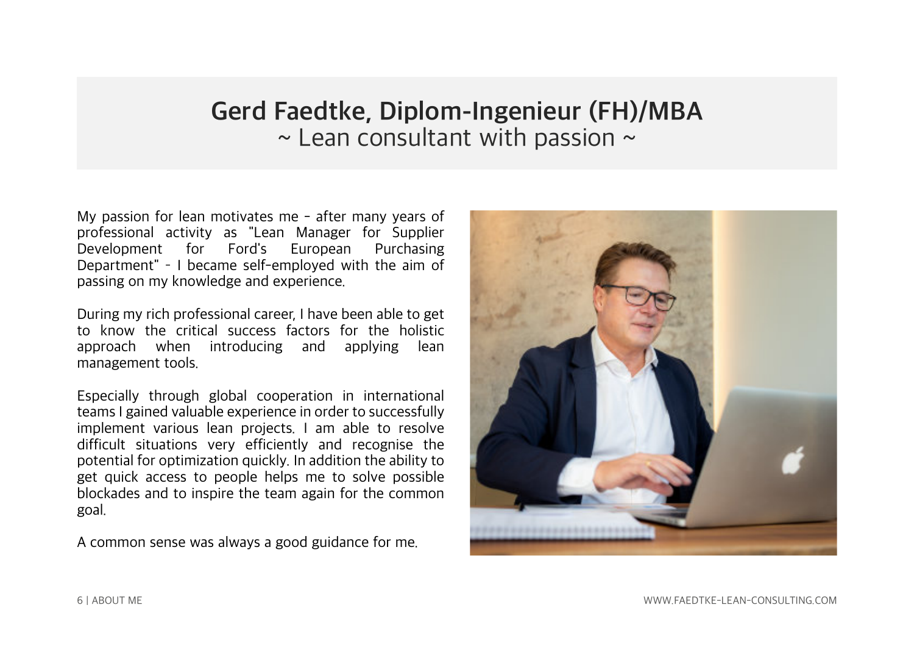# Gerd Faedtke, Diplom-Ingenieur (FH)/MBA

## ~ Lean consultant with passion ~

My passion for lean motivates me – after many years of professional activity as "Lean Manager for Supplier Development for Ford's European Purchasing Department" – I became self-employed with the aim of passing on my knowledge and experience.

During my rich professional career, I have been able to get to know the critical success factors for the holistic approach when introducing and applying lean management tools.

Especially through global cooperation in international teams I gained valuable experience in order to successfully implement various lean projects. I am able to resolve difficult situations very efficiently and recognise the potential for optimization quickly. In addition the ability to get quick access to people helps me to solve possible blockades and to inspire the team again for the common goal.

A common sense was always a good guidance for me.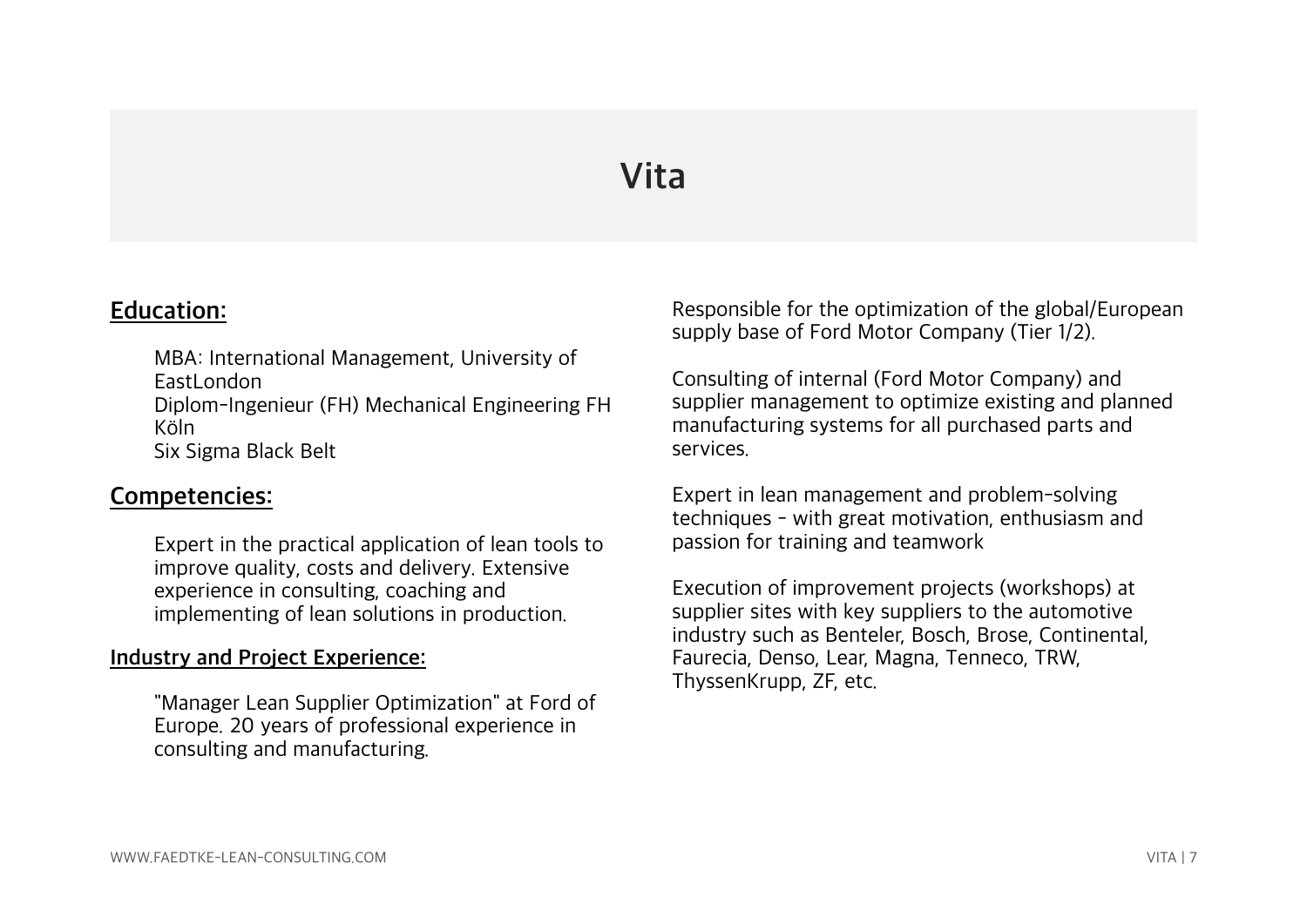# Vita

## Education:

MBA: International Management, University of EastLondon
Diplom-Ingenieur (FH) Mechanical Engineering FH Köln
Six Sigma Black Belt

## Competencies:

Expert in the practical application of lean tools to improve quality, costs and delivery. Extensive experience in consulting, coaching and implementing of lean solutions in production.

### Industry and Project Experience:

"Manager Lean Supplier Optimization" at Ford of Europe. 20 years of professional experience in consulting and manufacturing.

Responsible for the optimization of the global/European supply base of Ford Motor Company (Tier 1/2).

Consulting of internal (Ford Motor Company) and supplier management to optimize existing and planned manufacturing systems for all purchased parts and services.

Expert in lean management and problem-solving techniques - with great motivation, enthusiasm and passion for training and teamwork

Execution of improvement projects (workshops) at supplier sites with key suppliers to the automotive industry such as Benteler, Bosch, Brose, Continental, Faurecia, Denso, Lear, Magna, Tenneco, TRW, ThyssenKrupp, ZF, etc.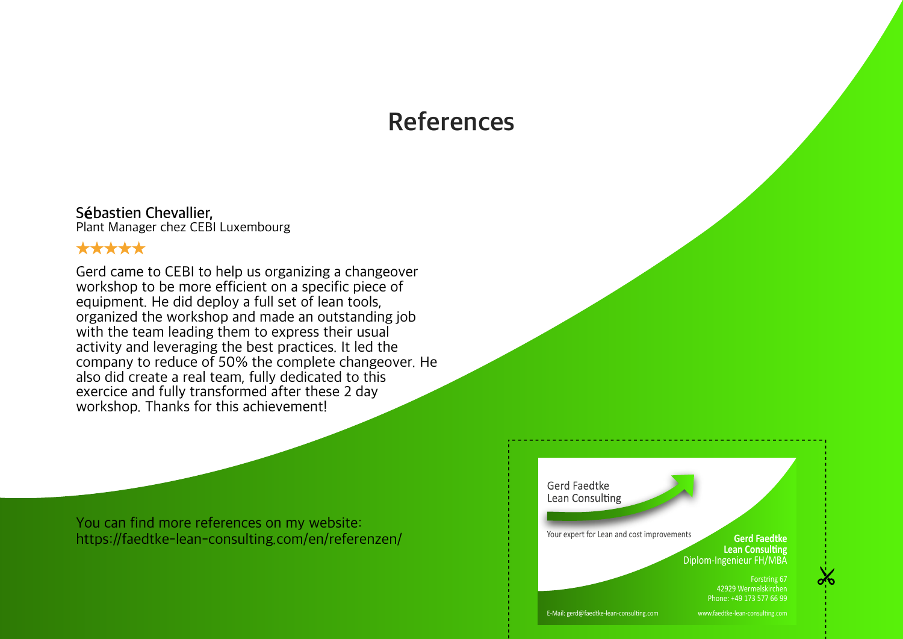# References

**Sébastien Chevallier,**
Plant Manager chez CEBI Luxembourg

★★★★★

Gerd came to CEBI to help us organizing a changeover workshop to be more efficient on a specific piece of equipment. He did deploy a full set of lean tools, organized the workshop and made an outstanding job with the team leading them to express their usual activity and leveraging the best practices. It led the company to reduce of 50% the complete changeover. He also did create a real team, fully dedicated to this exercice and fully transformed after these 2 day workshop. Thanks for this achievement!

You can find more references on my website:
https://faedtke-lean-consulting.com/en/referenzen/

Gerd Faedtke
Lean Consulting

Your expert for Lean and cost improvements

**Gerd Faedtke**
**Lean Consulting**
Diplom-Ingenieur FH/MBA

Forstring 67
42929 Wermelskirchen
Phone: +49 173 577 66 99

E-Mail: gerd@faedtke-lean-consulting.com

www.faedtke-lean-consulting.com